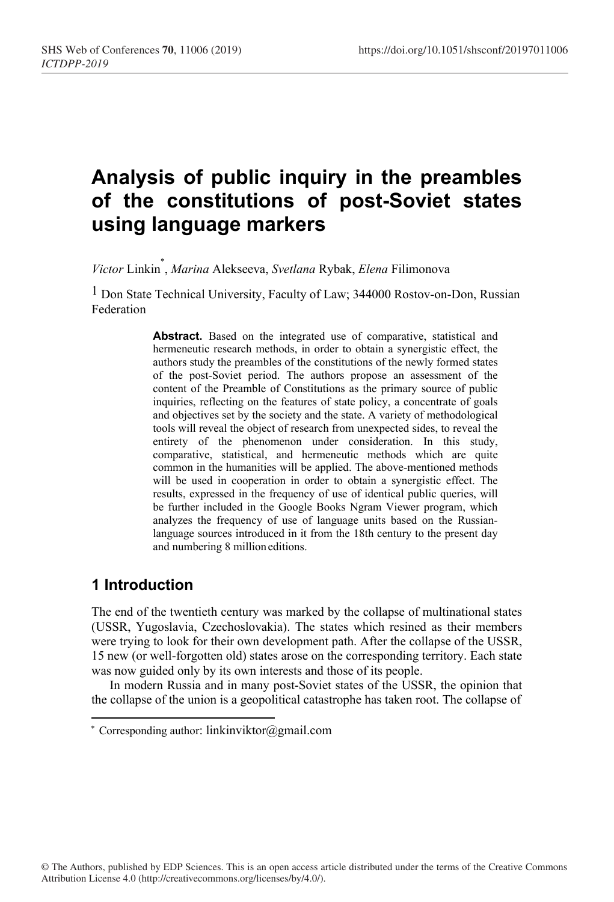# Analysis of public inquiry in the preambles of the constitutions of post-Soviet states using language markers

*Victor* Linkin[*], *Marina* Alekseeva, *Svetlana* Rybak, *Elena* Filimonova

[1] Don State Technical University, Faculty of Law; 344000 Rostov-on-Don, Russian Federation

**Abstract.** Based on the integrated use of comparative, statistical and hermeneutic research methods, in order to obtain a synergistic effect, the authors study the preambles of the constitutions of the newly formed states of the post-Soviet period. The authors propose an assessment of the content of the Preamble of Constitutions as the primary source of public inquiries, reflecting on the features of state policy, a concentrate of goals and objectives set by the society and the state. A variety of methodological tools will reveal the object of research from unexpected sides, to reveal the entirety of the phenomenon under consideration. In this study, comparative, statistical, and hermeneutic methods which are quite common in the humanities will be applied. The above-mentioned methods will be used in cooperation in order to obtain a synergistic effect. The results, expressed in the frequency of use of identical public queries, will be further included in the Google Books Ngram Viewer program, which analyzes the frequency of use of language units based on the Russian-language sources introduced in it from the 18th century to the present day and numbering 8 million editions.

## 1 Introduction

The end of the twentieth century was marked by the collapse of multinational states (USSR, Yugoslavia, Czechoslovakia). The states which resined as their members were trying to look for their own development path. After the collapse of the USSR, 15 new (or well-forgotten old) states arose on the corresponding territory. Each state was now guided only by its own interests and those of its people.

In modern Russia and in many post-Soviet states of the USSR, the opinion that the collapse of the union is a geopolitical catastrophe has taken root. The collapse of

[*] Corresponding author: linkinviktor@gmail.com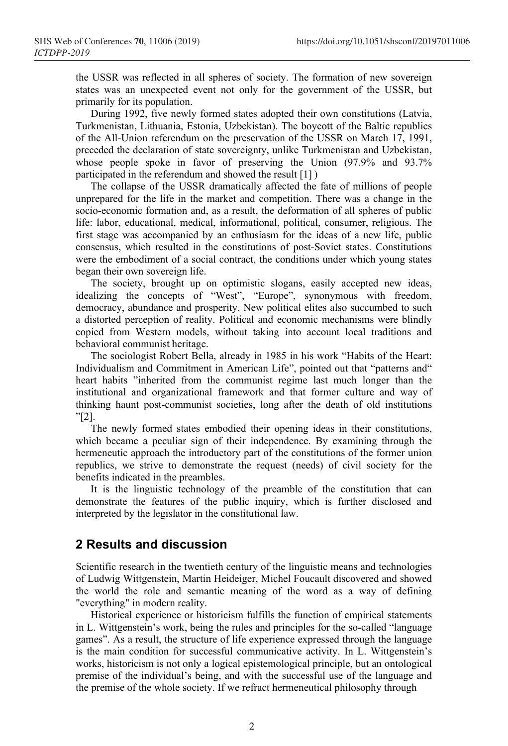the USSR was reflected in all spheres of society. The formation of new sovereign states was an unexpected event not only for the government of the USSR, but primarily for its population.

During 1992, five newly formed states adopted their own constitutions (Latvia, Turkmenistan, Lithuania, Estonia, Uzbekistan). The boycott of the Baltic republics of the All-Union referendum on the preservation of the USSR on March 17, 1991, preceded the declaration of state sovereignty, unlike Turkmenistan and Uzbekistan, whose people spoke in favor of preserving the Union (97.9% and 93.7% participated in the referendum and showed the result [1] )

The collapse of the USSR dramatically affected the fate of millions of people unprepared for the life in the market and competition. There was a change in the socio-economic formation and, as a result, the deformation of all spheres of public life: labor, educational, medical, informational, political, consumer, religious. The first stage was accompanied by an enthusiasm for the ideas of a new life, public consensus, which resulted in the constitutions of post-Soviet states. Constitutions were the embodiment of a social contract, the conditions under which young states began their own sovereign life.

The society, brought up on optimistic slogans, easily accepted new ideas, idealizing the concepts of "West", "Europe", synonymous with freedom, democracy, abundance and prosperity. New political elites also succumbed to such a distorted perception of reality. Political and economic mechanisms were blindly copied from Western models, without taking into account local traditions and behavioral communist heritage.

The sociologist Robert Bella, already in 1985 in his work "Habits of the Heart: Individualism and Commitment in American Life", pointed out that "patterns and" heart habits "inherited from the communist regime last much longer than the institutional and organizational framework and that former culture and way of thinking haunt post-communist societies, long after the death of old institutions "[2].

The newly formed states embodied their opening ideas in their constitutions, which became a peculiar sign of their independence. By examining through the hermeneutic approach the introductory part of the constitutions of the former union republics, we strive to demonstrate the request (needs) of civil society for the benefits indicated in the preambles.

It is the linguistic technology of the preamble of the constitution that can demonstrate the features of the public inquiry, which is further disclosed and interpreted by the legislator in the constitutional law.

## 2 Results and discussion

Scientific research in the twentieth century of the linguistic means and technologies of Ludwig Wittgenstein, Martin Heideiger, Michel Foucault discovered and showed the world the role and semantic meaning of the word as a way of defining "everything" in modern reality.

Historical experience or historicism fulfills the function of empirical statements in L. Wittgenstein's work, being the rules and principles for the so-called "language games". As a result, the structure of life experience expressed through the language is the main condition for successful communicative activity. In L. Wittgenstein's works, historicism is not only a logical epistemological principle, but an ontological premise of the individual's being, and with the successful use of the language and the premise of the whole society. If we refract hermeneutical philosophy through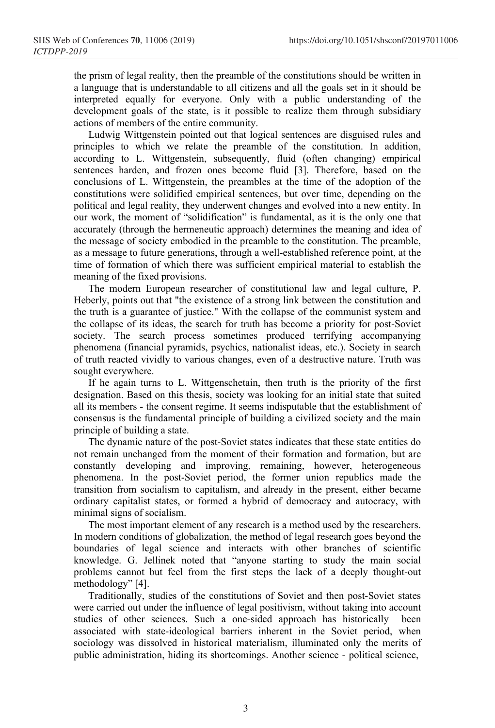the prism of legal reality, then the preamble of the constitutions should be written in a language that is understandable to all citizens and all the goals set in it should be interpreted equally for everyone. Only with a public understanding of the development goals of the state, is it possible to realize them through subsidiary actions of members of the entire community.

Ludwig Wittgenstein pointed out that logical sentences are disguised rules and principles to which we relate the preamble of the constitution. In addition, according to L. Wittgenstein, subsequently, fluid (often changing) empirical sentences harden, and frozen ones become fluid [3]. Therefore, based on the conclusions of L. Wittgenstein, the preambles at the time of the adoption of the constitutions were solidified empirical sentences, but over time, depending on the political and legal reality, they underwent changes and evolved into a new entity. In our work, the moment of "solidification" is fundamental, as it is the only one that accurately (through the hermeneutic approach) determines the meaning and idea of the message of society embodied in the preamble to the constitution. The preamble, as a message to future generations, through a well-established reference point, at the time of formation of which there was sufficient empirical material to establish the meaning of the fixed provisions.

The modern European researcher of constitutional law and legal culture, P. Heberly, points out that "the existence of a strong link between the constitution and the truth is a guarantee of justice." With the collapse of the communist system and the collapse of its ideas, the search for truth has become a priority for post-Soviet society. The search process sometimes produced terrifying accompanying phenomena (financial pyramids, psychics, nationalist ideas, etc.). Society in search of truth reacted vividly to various changes, even of a destructive nature. Truth was sought everywhere.

If he again turns to L. Wittgenschetain, then truth is the priority of the first designation. Based on this thesis, society was looking for an initial state that suited all its members - the consent regime. It seems indisputable that the establishment of consensus is the fundamental principle of building a civilized society and the main principle of building a state.

The dynamic nature of the post-Soviet states indicates that these state entities do not remain unchanged from the moment of their formation and formation, but are constantly developing and improving, remaining, however, heterogeneous phenomena. In the post-Soviet period, the former union republics made the transition from socialism to capitalism, and already in the present, either became ordinary capitalist states, or formed a hybrid of democracy and autocracy, with minimal signs of socialism.

The most important element of any research is a method used by the researchers. In modern conditions of globalization, the method of legal research goes beyond the boundaries of legal science and interacts with other branches of scientific knowledge. G. Jellinek noted that "anyone starting to study the main social problems cannot but feel from the first steps the lack of a deeply thought-out methodology" [4].

Traditionally, studies of the constitutions of Soviet and then post-Soviet states were carried out under the influence of legal positivism, without taking into account studies of other sciences. Such a one-sided approach has historically been associated with state-ideological barriers inherent in the Soviet period, when sociology was dissolved in historical materialism, illuminated only the merits of public administration, hiding its shortcomings. Another science - political science,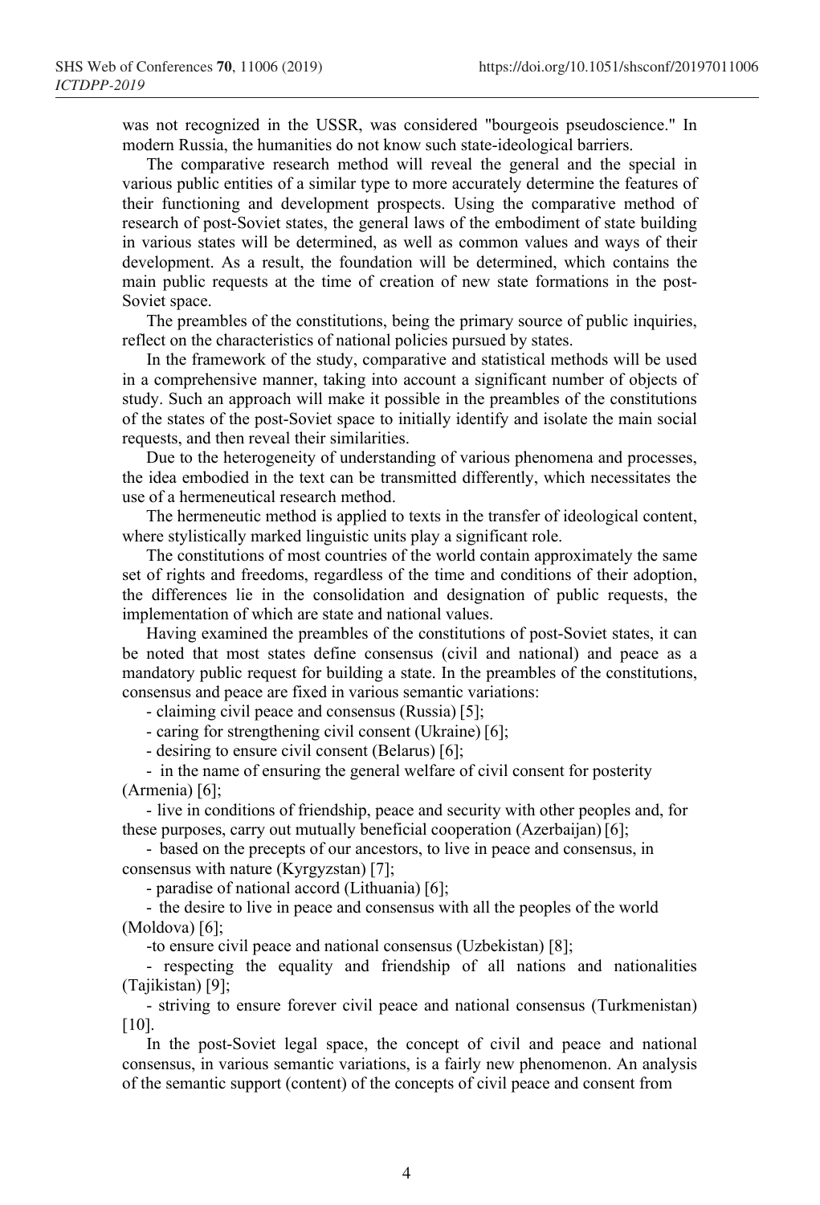was not recognized in the USSR, was considered "bourgeois pseudoscience." In modern Russia, the humanities do not know such state-ideological barriers.

The comparative research method will reveal the general and the special in various public entities of a similar type to more accurately determine the features of their functioning and development prospects. Using the comparative method of research of post-Soviet states, the general laws of the embodiment of state building in various states will be determined, as well as common values and ways of their development. As a result, the foundation will be determined, which contains the main public requests at the time of creation of new state formations in the post-Soviet space.

The preambles of the constitutions, being the primary source of public inquiries, reflect on the characteristics of national policies pursued by states.

In the framework of the study, comparative and statistical methods will be used in a comprehensive manner, taking into account a significant number of objects of study. Such an approach will make it possible in the preambles of the constitutions of the states of the post-Soviet space to initially identify and isolate the main social requests, and then reveal their similarities.

Due to the heterogeneity of understanding of various phenomena and processes, the idea embodied in the text can be transmitted differently, which necessitates the use of a hermeneutical research method.

The hermeneutic method is applied to texts in the transfer of ideological content, where stylistically marked linguistic units play a significant role.

The constitutions of most countries of the world contain approximately the same set of rights and freedoms, regardless of the time and conditions of their adoption, the differences lie in the consolidation and designation of public requests, the implementation of which are state and national values.

Having examined the preambles of the constitutions of post-Soviet states, it can be noted that most states define consensus (civil and national) and peace as a mandatory public request for building a state. In the preambles of the constitutions, consensus and peace are fixed in various semantic variations:

- claiming civil peace and consensus (Russia) [5];
- caring for strengthening civil consent (Ukraine) [6];
- desiring to ensure civil consent (Belarus) [6];
- in the name of ensuring the general welfare of civil consent for posterity (Armenia) [6];
- live in conditions of friendship, peace and security with other peoples and, for these purposes, carry out mutually beneficial cooperation (Azerbaijan) [6];
- based on the precepts of our ancestors, to live in peace and consensus, in consensus with nature (Kyrgyzstan) [7];
- paradise of national accord (Lithuania) [6];
- the desire to live in peace and consensus with all the peoples of the world (Moldova) [6];
- to ensure civil peace and national consensus (Uzbekistan) [8];
- respecting the equality and friendship of all nations and nationalities (Tajikistan) [9];
- striving to ensure forever civil peace and national consensus (Turkmenistan) [10].

In the post-Soviet legal space, the concept of civil and peace and national consensus, in various semantic variations, is a fairly new phenomenon. An analysis of the semantic support (content) of the concepts of civil peace and consent from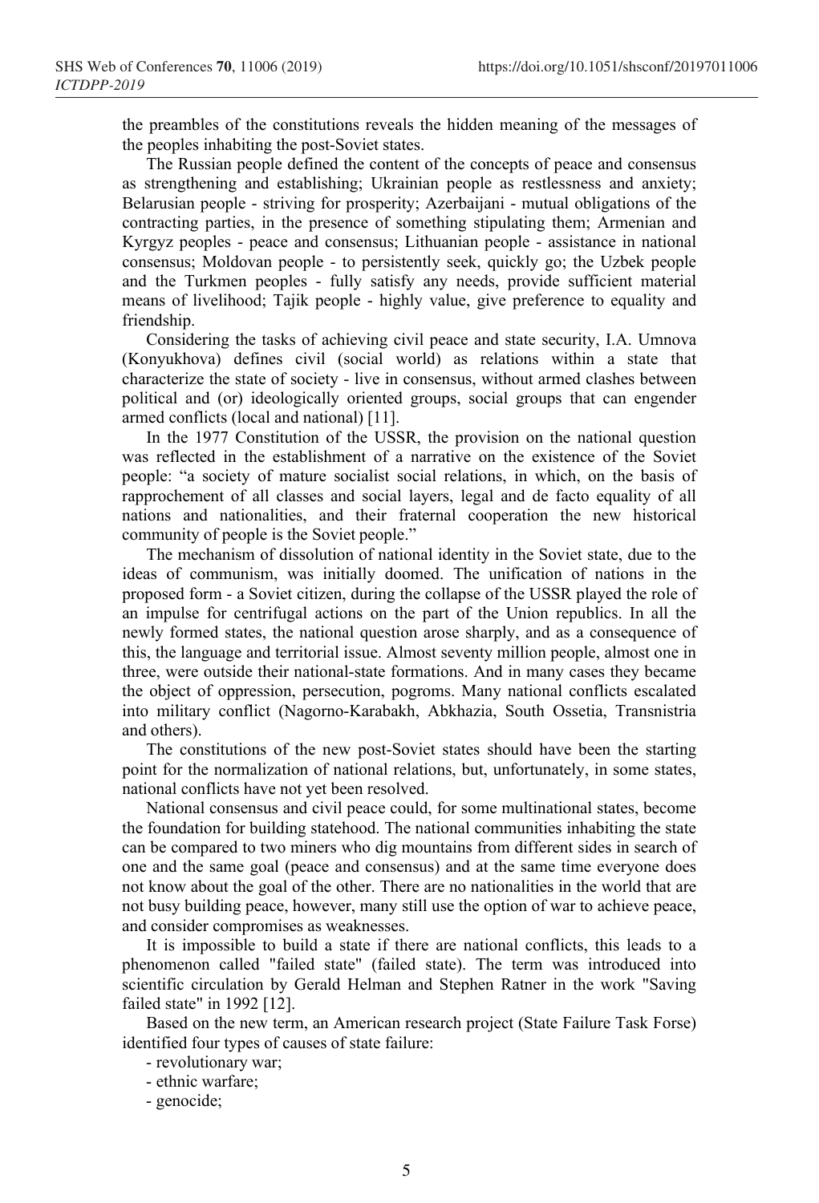the preambles of the constitutions reveals the hidden meaning of the messages of the peoples inhabiting the post-Soviet states.

The Russian people defined the content of the concepts of peace and consensus as strengthening and establishing; Ukrainian people as restlessness and anxiety; Belarusian people - striving for prosperity; Azerbaijani - mutual obligations of the contracting parties, in the presence of something stipulating them; Armenian and Kyrgyz peoples - peace and consensus; Lithuanian people - assistance in national consensus; Moldovan people - to persistently seek, quickly go; the Uzbek people and the Turkmen peoples - fully satisfy any needs, provide sufficient material means of livelihood; Tajik people - highly value, give preference to equality and friendship.

Considering the tasks of achieving civil peace and state security, I.A. Umnova (Konyukhova) defines civil (social world) as relations within a state that characterize the state of society - live in consensus, without armed clashes between political and (or) ideologically oriented groups, social groups that can engender armed conflicts (local and national) [11].

In the 1977 Constitution of the USSR, the provision on the national question was reflected in the establishment of a narrative on the existence of the Soviet people: "a society of mature socialist social relations, in which, on the basis of rapprochement of all classes and social layers, legal and de facto equality of all nations and nationalities, and their fraternal cooperation the new historical community of people is the Soviet people."

The mechanism of dissolution of national identity in the Soviet state, due to the ideas of communism, was initially doomed. The unification of nations in the proposed form - a Soviet citizen, during the collapse of the USSR played the role of an impulse for centrifugal actions on the part of the Union republics. In all the newly formed states, the national question arose sharply, and as a consequence of this, the language and territorial issue. Almost seventy million people, almost one in three, were outside their national-state formations. And in many cases they became the object of oppression, persecution, pogroms. Many national conflicts escalated into military conflict (Nagorno-Karabakh, Abkhazia, South Ossetia, Transnistria and others).

The constitutions of the new post-Soviet states should have been the starting point for the normalization of national relations, but, unfortunately, in some states, national conflicts have not yet been resolved.

National consensus and civil peace could, for some multinational states, become the foundation for building statehood. The national communities inhabiting the state can be compared to two miners who dig mountains from different sides in search of one and the same goal (peace and consensus) and at the same time everyone does not know about the goal of the other. There are no nationalities in the world that are not busy building peace, however, many still use the option of war to achieve peace, and consider compromises as weaknesses.

It is impossible to build a state if there are national conflicts, this leads to a phenomenon called "failed state" (failed state). The term was introduced into scientific circulation by Gerald Helman and Stephen Ratner in the work "Saving failed state" in 1992 [12].

Based on the new term, an American research project (State Failure Task Forse) identified four types of causes of state failure:

- revolutionary war;
- ethnic warfare;
- genocide;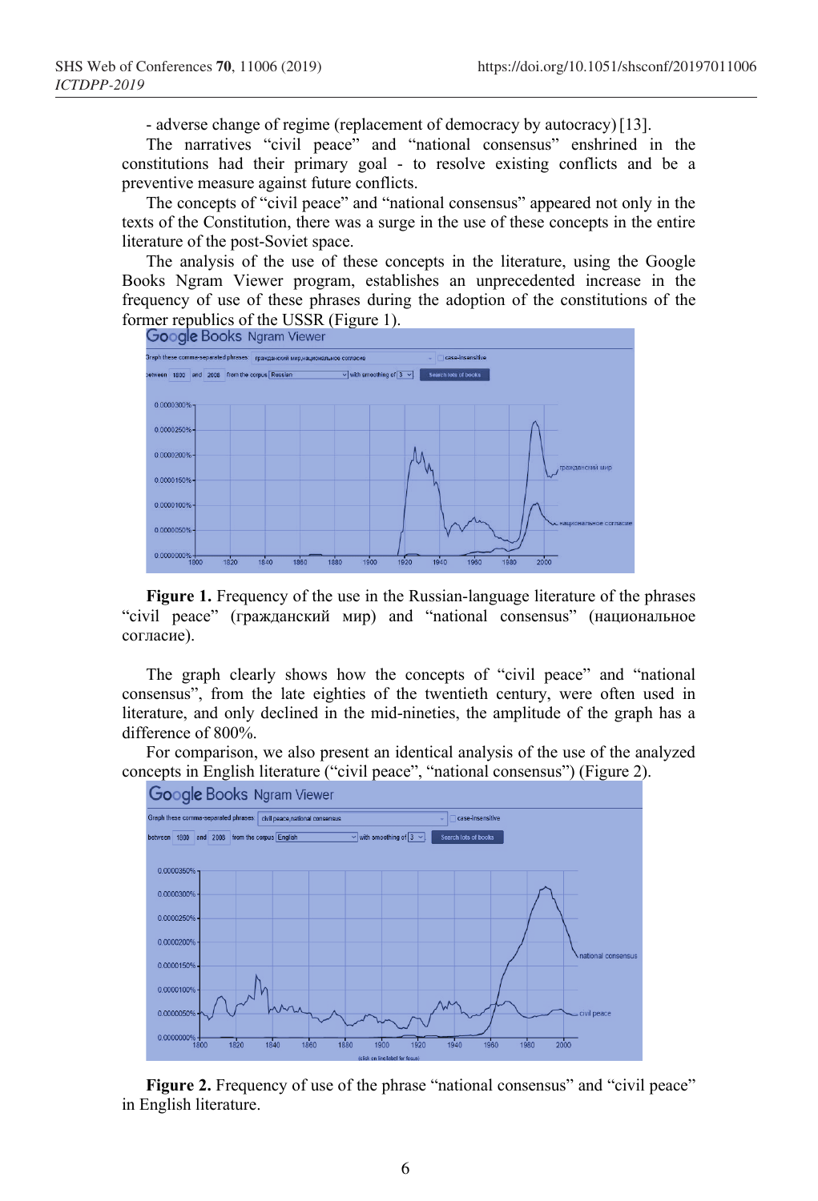- adverse change of regime (replacement of democracy by autocracy) [13].

The narratives “civil peace” and “national consensus” enshrined in the constitutions had their primary goal - to resolve existing conflicts and be a preventive measure against future conflicts.

The concepts of “civil peace” and “national consensus” appeared not only in the texts of the Constitution, there was a surge in the use of these concepts in the entire literature of the post-Soviet space.

The analysis of the use of these concepts in the literature, using the Google Books Ngram Viewer program, establishes an unprecedented increase in the frequency of use of these phrases during the adoption of the constitutions of the former republics of the USSR (Figure 1).

**Figure 1.** Frequency of the use in the Russian-language literature of the phrases “civil peace” (гражданский мир) and “national consensus” (национальное согласие).

The graph clearly shows how the concepts of “civil peace” and “national consensus”, from the late eighties of the twentieth century, were often used in literature, and only declined in the mid-nineties, the amplitude of the graph has a difference of 800%.

For comparison, we also present an identical analysis of the use of the analyzed concepts in English literature (“civil peace”, “national consensus”) (Figure 2).

**Figure 2.** Frequency of use of the phrase “national consensus” and “civil peace” in English literature.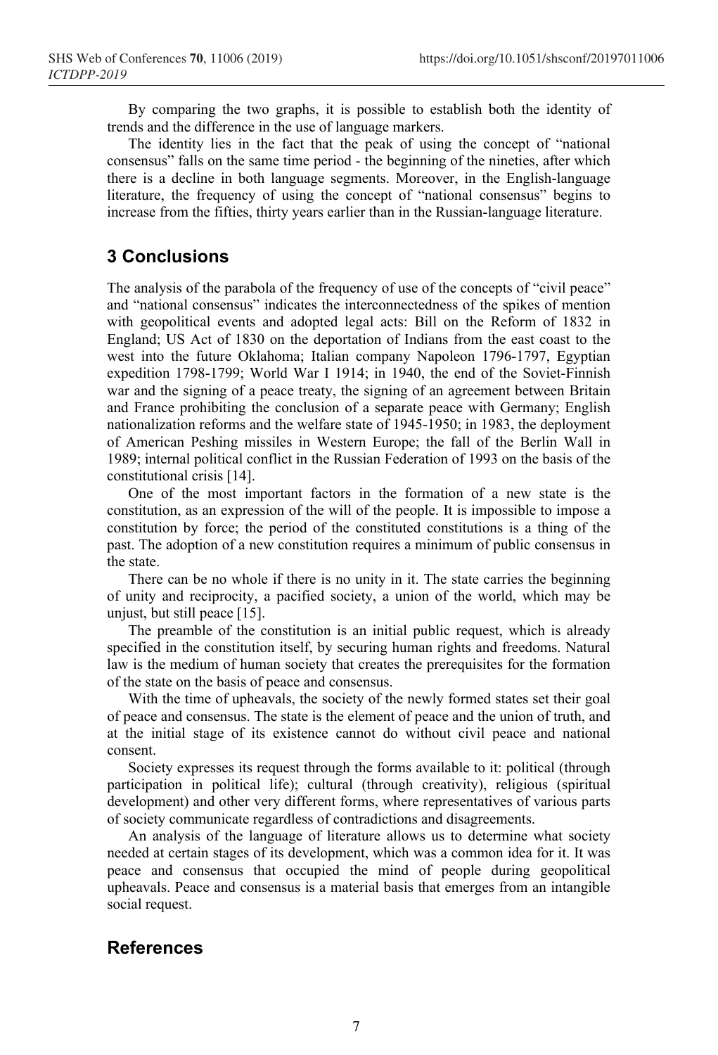By comparing the two graphs, it is possible to establish both the identity of trends and the difference in the use of language markers.

The identity lies in the fact that the peak of using the concept of "national consensus" falls on the same time period - the beginning of the nineties, after which there is a decline in both language segments. Moreover, in the English-language literature, the frequency of using the concept of "national consensus" begins to increase from the fifties, thirty years earlier than in the Russian-language literature.

## 3 Conclusions

The analysis of the parabola of the frequency of use of the concepts of "civil peace" and "national consensus" indicates the interconnectedness of the spikes of mention with geopolitical events and adopted legal acts: Bill on the Reform of 1832 in England; US Act of 1830 on the deportation of Indians from the east coast to the west into the future Oklahoma; Italian company Napoleon 1796-1797, Egyptian expedition 1798-1799; World War I 1914; in 1940, the end of the Soviet-Finnish war and the signing of a peace treaty, the signing of an agreement between Britain and France prohibiting the conclusion of a separate peace with Germany; English nationalization reforms and the welfare state of 1945-1950; in 1983, the deployment of American Peshing missiles in Western Europe; the fall of the Berlin Wall in 1989; internal political conflict in the Russian Federation of 1993 on the basis of the constitutional crisis [14].

One of the most important factors in the formation of a new state is the constitution, as an expression of the will of the people. It is impossible to impose a constitution by force; the period of the constituted constitutions is a thing of the past. The adoption of a new constitution requires a minimum of public consensus in the state.

There can be no whole if there is no unity in it. The state carries the beginning of unity and reciprocity, a pacified society, a union of the world, which may be unjust, but still peace [15].

The preamble of the constitution is an initial public request, which is already specified in the constitution itself, by securing human rights and freedoms. Natural law is the medium of human society that creates the prerequisites for the formation of the state on the basis of peace and consensus.

With the time of upheavals, the society of the newly formed states set their goal of peace and consensus. The state is the element of peace and the union of truth, and at the initial stage of its existence cannot do without civil peace and national consent.

Society expresses its request through the forms available to it: political (through participation in political life); cultural (through creativity), religious (spiritual development) and other very different forms, where representatives of various parts of society communicate regardless of contradictions and disagreements.

An analysis of the language of literature allows us to determine what society needed at certain stages of its development, which was a common idea for it. It was peace and consensus that occupied the mind of people during geopolitical upheavals. Peace and consensus is a material basis that emerges from an intangible social request.

## References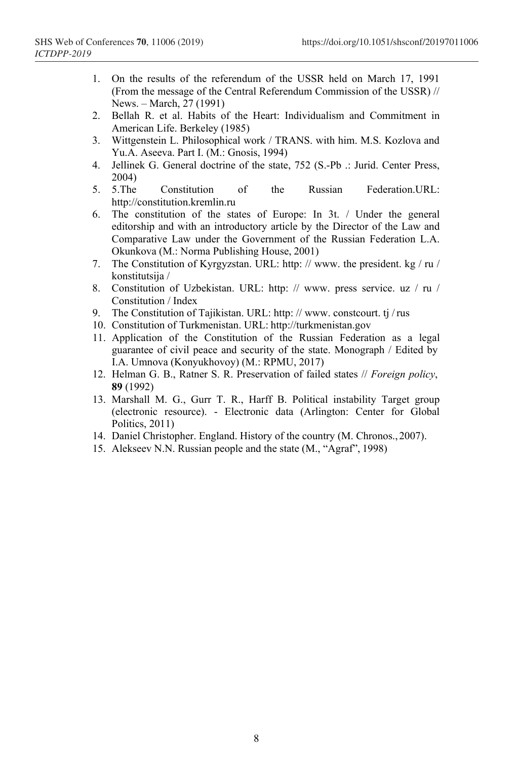1. On the results of the referendum of the USSR held on March 17, 1991 (From the message of the Central Referendum Commission of the USSR) // News. – March, 27 (1991)
2. Bellah R. et al. Habits of the Heart: Individualism and Commitment in American Life. Berkeley (1985)
3. Wittgenstein L. Philosophical work / TRANS. with him. M.S. Kozlova and Yu.A. Aseeva. Part I. (M.: Gnosis, 1994)
4. Jellinek G. General doctrine of the state, 752 (S.-Pb .: Jurid. Center Press, 2004)
5. 5.The Constitution of the Russian Federation.URL: http://constitution.kremlin.ru
6. The constitution of the states of Europe: In 3t. / Under the general editorship and with an introductory article by the Director of the Law and Comparative Law under the Government of the Russian Federation L.A. Okunkova (M.: Norma Publishing House, 2001)
7. The Constitution of Kyrgyzstan. URL: http: // www. the president. kg / ru / konstitutsija /
8. Constitution of Uzbekistan. URL: http: // www. press service. uz / ru / Constitution / Index
9. The Constitution of Tajikistan. URL: http: // www. constcourt. tj / rus
10. Constitution of Turkmenistan. URL: http://turkmenistan.gov
11. Application of the Constitution of the Russian Federation as a legal guarantee of civil peace and security of the state. Monograph / Edited by I.A. Umnova (Konyukhovoy) (M.: RPMU, 2017)
12. Helman G. B., Ratner S. R. Preservation of failed states // *Foreign policy*, **89** (1992)
13. Marshall M. G., Gurr T. R., Harff B. Political instability Target group (electronic resource). - Electronic data (Arlington: Center for Global Politics, 2011)
14. Daniel Christopher. England. History of the country (M. Chronos., 2007).
15. Alekseev N.N. Russian people and the state (M., "Agraf", 1998)